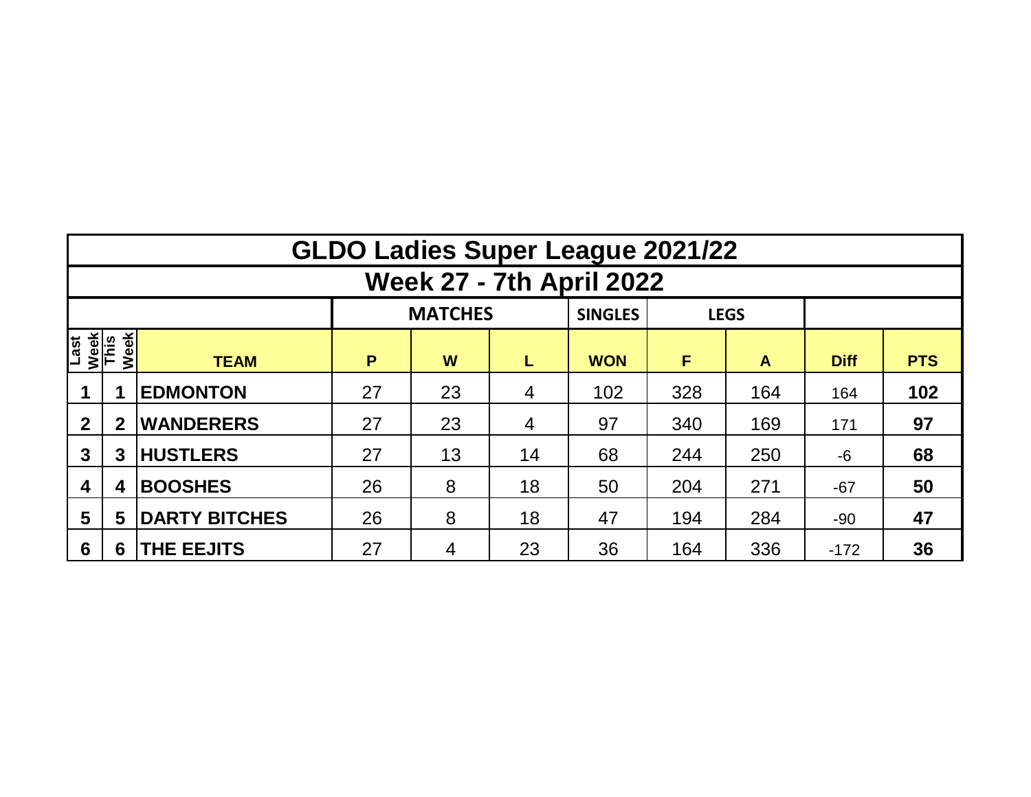# GLDO Ladies Super League 2021/22

## Week 27 - 7th April 2022

| | | | MATCHES | | | SINGLES | LEGS | | | |
|---|---|---|---|---|---|---|---|---|---|---|
| Last Week | This Week | TEAM | P | W | L | WON | F | A | Diff | PTS |
| 1 | 1 | EDMONTON | 27 | 23 | 4 | 102 | 328 | 164 | 164 | 102 |
| 2 | 2 | WANDERERS | 27 | 23 | 4 | 97 | 340 | 169 | 171 | 97 |
| 3 | 3 | HUSTLERS | 27 | 13 | 14 | 68 | 244 | 250 | -6 | 68 |
| 4 | 4 | BOOSHES | 26 | 8 | 18 | 50 | 204 | 271 | -67 | 50 |
| 5 | 5 | DARTY BITCHES | 26 | 8 | 18 | 47 | 194 | 284 | -90 | 47 |
| 6 | 6 | THE EEJITS | 27 | 4 | 23 | 36 | 164 | 336 | -172 | 36 |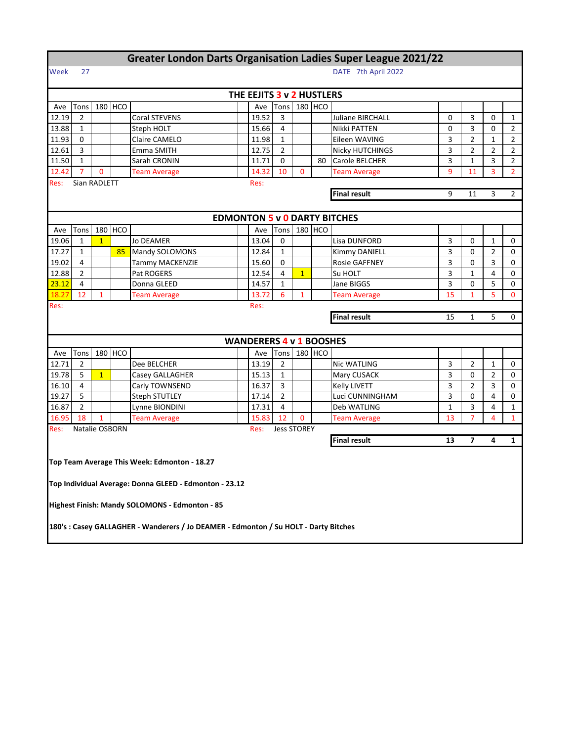# Greater London Darts Organisation Ladies Super League 2021/22

Week 27 DATE 7th April 2022

## THE EEJITS 3 v 2 HUSTLERS

| Ave | Tons | 180 | HCO | | Ave | Tons | 180 | HCO | | | | | |
|---|---|---|---|---|---|---|---|---|---|---|---|---|---|
| 12.19 | 2 | | | Coral STEVENS | 19.52 | 3 | | | Juliane BIRCHALL | 0 | 3 | 0 | 1 |
| 13.88 | 1 | | | Steph HOLT | 15.66 | 4 | | | Nikki PATTEN | 0 | 3 | 0 | 2 |
| 11.93 | 0 | | | Claire CAMELO | 11.98 | 1 | | | Eileen WAVING | 3 | 2 | 1 | 2 |
| 12.61 | 3 | | | Emma SMITH | 12.75 | 2 | | | Nicky HUTCHINGS | 3 | 2 | 2 | 2 |
| 11.50 | 1 | | | Sarah CRONIN | 11.71 | 0 | | 80 | Carole BELCHER | 3 | 1 | 3 | 2 |
| 12.42 | 7 | 0 | | Team Average | 14.32 | 10 | 0 | | Team Average | 9 | 11 | 3 | 2 |
| Res: | Sian RADLETT | | | | Res: | | | | | | | | |
| | | | | | | | | | **Final result** | 9 | 11 | 3 | 2 |

## EDMONTON 5 v 0 DARTY BITCHES

| Ave | Tons | 180 | HCO | | Ave | Tons | 180 | HCO | | | | | |
|---|---|---|---|---|---|---|---|---|---|---|---|---|---|
| 19.06 | 1 | 1 | | Jo DEAMER | 13.04 | 0 | | | Lisa DUNFORD | 3 | 0 | 1 | 0 |
| 17.27 | 1 | | 85 | Mandy SOLOMONS | 12.84 | 1 | | | Kimmy DANIELL | 3 | 0 | 2 | 0 |
| 19.02 | 4 | | | Tammy MACKENZIE | 15.60 | 0 | | | Rosie GAFFNEY | 3 | 0 | 3 | 0 |
| 12.88 | 2 | | | Pat ROGERS | 12.54 | 4 | 1 | | Su HOLT | 3 | 1 | 4 | 0 |
| 23.12 | 4 | | | Donna GLEED | 14.57 | 1 | | | Jane BIGGS | 3 | 0 | 5 | 0 |
| 18.27 | 12 | 1 | | Team Average | 13.72 | 6 | 1 | | Team Average | 15 | 1 | 5 | 0 |
| Res: | | | | | Res: | | | | | | | | |
| | | | | | | | | | **Final result** | 15 | 1 | 5 | 0 |

## WANDERERS 4 v 1 BOOSHES

| Ave | Tons | 180 | HCO | | Ave | Tons | 180 | HCO | | | | | |
|---|---|---|---|---|---|---|---|---|---|---|---|---|---|
| 12.71 | 2 | | | Dee BELCHER | 13.19 | 2 | | | Nic WATLING | 3 | 2 | 1 | 0 |
| 19.78 | 5 | 1 | | Casey GALLAGHER | 15.13 | 1 | | | Mary CUSACK | 3 | 0 | 2 | 0 |
| 16.10 | 4 | | | Carly TOWNSEND | 16.37 | 3 | | | Kelly LIVETT | 3 | 2 | 3 | 0 |
| 19.27 | 5 | | | Steph STUTLEY | 17.14 | 2 | | | Luci CUNNINGHAM | 3 | 0 | 4 | 0 |
| 16.87 | 2 | | | Lynne BIONDINI | 17.31 | 4 | | | Deb WATLING | 1 | 3 | 4 | 1 |
| 16.95 | 18 | 1 | | Team Average | 15.83 | 12 | 0 | | Team Average | 13 | 7 | 4 | 1 |
| Res: | Natalie OSBORN | | | | Res: | Jess STOREY | | | | | | | |
| | | | | | | | | | **Final result** | **13** | **7** | **4** | **1** |

**Top Team Average This Week: Edmonton - 18.27**

**Top Individual Average: Donna GLEED - Edmonton - 23.12**

**Highest Finish: Mandy SOLOMONS - Edmonton - 85**

**180's : Casey GALLAGHER - Wanderers / Jo DEAMER - Edmonton / Su HOLT - Darty Bitches**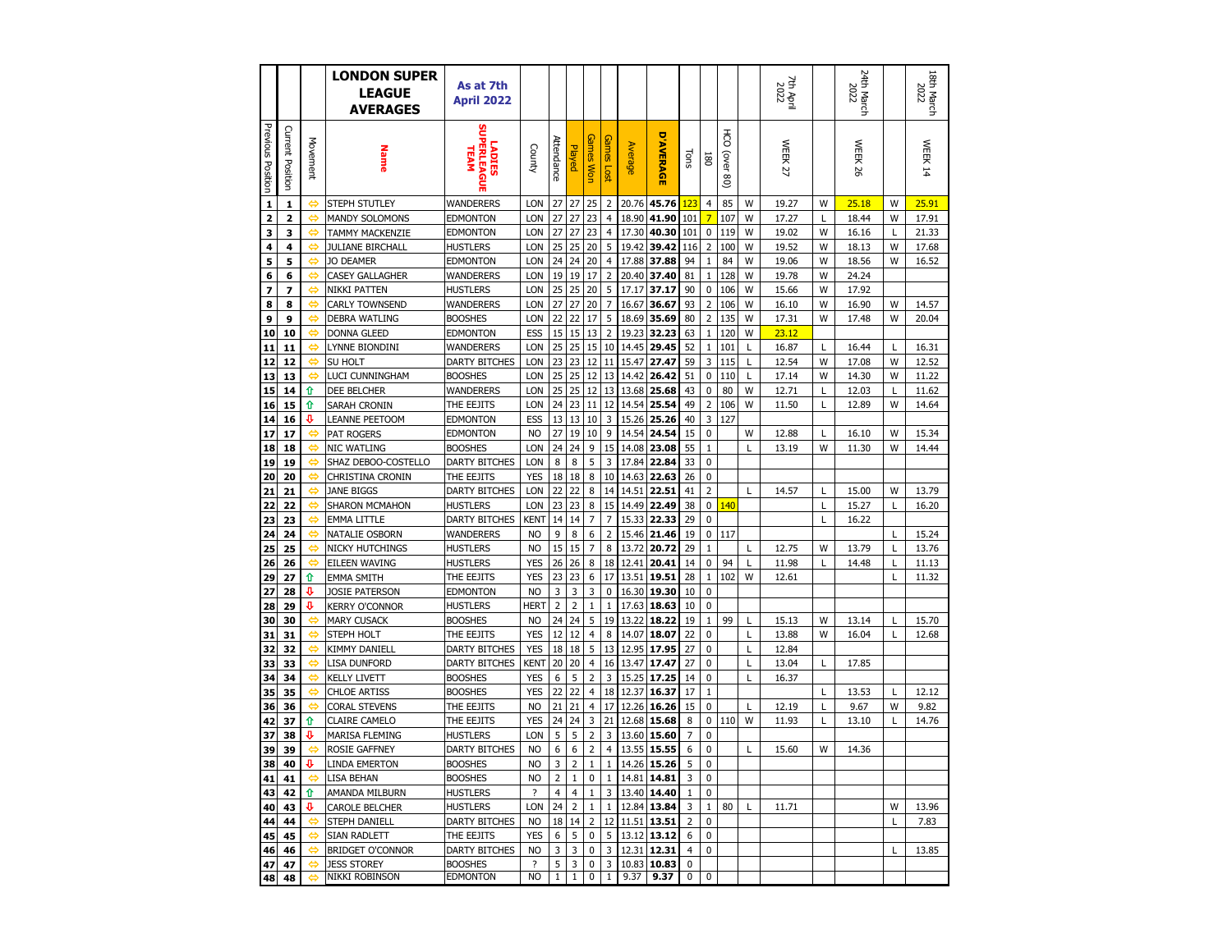| | | | LONDON SUPER LEAGUE AVERAGES | As at 7th April 2022 | | | | | | | | | | | | 7th April 2022 | | 24th March 2022 | | 18th March 2022 |
|---|---|---|---|---|---|---|---|---|---|---|---|---|---|---|---|---|---|---|---|---|
| Previous Position | Current Position | Movement | Name | LADIES SUPERLEAGUE TEAM | County | Attendance | Played | Games Won | Games Lost | Average | D'AVERAGE | Tons | 180 | HCO (over 80) | | WEEK 27 | | WEEK 26 | | WEEK 14 |
| 1 | 1 | ⇔ | STEPH STUTLEY | WANDERERS | LON | 27 | 27 | 25 | 2 | 20.76 | 45.76 | 123 | 4 | 85 | W | 19.27 | W | 25.18 | W | 25.91 |
| 2 | 2 | ⇔ | MANDY SOLOMONS | EDMONTON | LON | 27 | 27 | 23 | 4 | 18.90 | 41.90 | 101 | 7 | 107 | W | 17.27 | L | 18.44 | W | 17.91 |
| 3 | 3 | ⇔ | TAMMY MACKENZIE | EDMONTON | LON | 27 | 27 | 23 | 4 | 17.30 | 40.30 | 101 | 0 | 119 | W | 19.02 | W | 16.16 | L | 21.33 |
| 4 | 4 | ⇔ | JULIANE BIRCHALL | HUSTLERS | LON | 25 | 25 | 20 | 5 | 19.42 | 39.42 | 116 | 2 | 100 | W | 19.52 | W | 18.13 | W | 17.68 |
| 5 | 5 | ⇔ | JO DEAMER | EDMONTON | LON | 24 | 24 | 20 | 4 | 17.88 | 37.88 | 94 | 1 | 84 | W | 19.06 | W | 18.56 | W | 16.52 |
| 6 | 6 | ⇔ | CASEY GALLAGHER | WANDERERS | LON | 19 | 19 | 17 | 2 | 20.40 | 37.40 | 81 | 1 | 128 | W | 19.78 | W | 24.24 | | |
| 7 | 7 | ⇔ | NIKKI PATTEN | HUSTLERS | LON | 25 | 25 | 20 | 5 | 17.17 | 37.17 | 90 | 0 | 106 | W | 15.66 | W | 17.92 | | |
| 8 | 8 | ⇔ | CARLY TOWNSEND | WANDERERS | LON | 27 | 27 | 20 | 7 | 16.67 | 36.67 | 93 | 2 | 106 | W | 16.10 | W | 16.90 | W | 14.57 |
| 9 | 9 | ⇔ | DEBRA WATLING | BOOSHES | LON | 22 | 22 | 17 | 5 | 18.69 | 35.69 | 80 | 2 | 135 | W | 17.31 | W | 17.48 | W | 20.04 |
| 10 | 10 | ⇔ | DONNA GLEED | EDMONTON | ESS | 15 | 15 | 13 | 2 | 19.23 | 32.23 | 63 | 1 | 120 | W | 23.12 | | | | |
| 11 | 11 | ⇔ | LYNNE BIONDINI | WANDERERS | LON | 25 | 25 | 15 | 10 | 14.45 | 29.45 | 52 | 1 | 101 | L | 16.87 | L | 16.44 | L | 16.31 |
| 12 | 12 | ⇔ | SU HOLT | DARTY BITCHES | LON | 23 | 23 | 12 | 11 | 15.47 | 27.47 | 59 | 3 | 115 | L | 12.54 | W | 17.08 | W | 12.52 |
| 13 | 13 | ⇔ | LUCI CUNNINGHAM | BOOSHES | LON | 25 | 25 | 12 | 13 | 14.42 | 26.42 | 51 | 0 | 110 | L | 17.14 | W | 14.30 | W | 11.22 |
| 15 | 14 | ⇧ | DEE BELCHER | WANDERERS | LON | 25 | 25 | 12 | 13 | 13.68 | 25.68 | 43 | 0 | 80 | W | 12.71 | L | 12.03 | L | 11.62 |
| 16 | 15 | ⇧ | SARAH CRONIN | THE EEJITS | LON | 24 | 23 | 11 | 12 | 14.54 | 25.54 | 49 | 2 | 106 | W | 11.50 | L | 12.89 | W | 14.64 |
| 14 | 16 | ⇩ | LEANNE PEETOOM | EDMONTON | ESS | 13 | 13 | 10 | 3 | 15.26 | 25.26 | 40 | 3 | 127 | | | | | | |
| 17 | 17 | ⇔ | PAT ROGERS | EDMONTON | NO | 27 | 19 | 10 | 9 | 14.54 | 24.54 | 15 | 0 | | W | 12.88 | L | 16.10 | W | 15.34 |
| 18 | 18 | ⇔ | NIC WATLING | BOOSHES | LON | 24 | 24 | 9 | 15 | 14.08 | 23.08 | 55 | 1 | | L | 13.19 | W | 11.30 | W | 14.44 |
| 19 | 19 | ⇔ | SHAZ DEBOO-COSTELLO | DARTY BITCHES | LON | 8 | 8 | 5 | 3 | 17.84 | 22.84 | 33 | 0 | | | | | | | |
| 20 | 20 | ⇔ | CHRISTINA CRONIN | THE EEJITS | YES | 18 | 18 | 8 | 10 | 14.63 | 22.63 | 26 | 0 | | | | | | | |
| 21 | 21 | ⇔ | JANE BIGGS | DARTY BITCHES | LON | 22 | 22 | 8 | 14 | 14.51 | 22.51 | 41 | 2 | | L | 14.57 | L | 15.00 | W | 13.79 |
| 22 | 22 | ⇔ | SHARON MCMAHON | HUSTLERS | LON | 23 | 23 | 8 | 15 | 14.49 | 22.49 | 38 | 0 | 140 | | | L | 15.27 | L | 16.20 |
| 23 | 23 | ⇔ | EMMA LITTLE | DARTY BITCHES | KENT | 14 | 14 | 7 | 7 | 15.33 | 22.33 | 29 | 0 | | | | L | 16.22 | | |
| 24 | 24 | ⇔ | NATALIE OSBORN | WANDERERS | NO | 9 | 8 | 6 | 2 | 15.46 | 21.46 | 19 | 0 | 117 | | | | | L | 15.24 |
| 25 | 25 | ⇔ | NICKY HUTCHINGS | HUSTLERS | NO | 15 | 15 | 7 | 8 | 13.72 | 20.72 | 29 | 1 | | L | 12.75 | W | 13.79 | L | 13.76 |
| 26 | 26 | ⇔ | EILEEN WAVING | HUSTLERS | YES | 26 | 26 | 8 | 18 | 12.41 | 20.41 | 14 | 0 | 94 | L | 11.98 | L | 14.48 | L | 11.13 |
| 29 | 27 | ⇧ | EMMA SMITH | THE EEJITS | YES | 23 | 23 | 6 | 17 | 13.51 | 19.51 | 28 | 1 | 102 | W | 12.61 | | | L | 11.32 |
| 27 | 28 | ⇩ | JOSIE PATERSON | EDMONTON | NO | 3 | 3 | 3 | 0 | 16.30 | 19.30 | 10 | 0 | | | | | | | |
| 28 | 29 | ⇩ | KERRY O'CONNOR | HUSTLERS | HERT | 2 | 2 | 1 | 1 | 17.63 | 18.63 | 10 | 0 | | | | | | | |
| 30 | 30 | ⇔ | MARY CUSACK | BOOSHES | NO | 24 | 24 | 5 | 19 | 13.22 | 18.22 | 19 | 1 | 99 | L | 15.13 | W | 13.14 | L | 15.70 |
| 31 | 31 | ⇔ | STEPH HOLT | THE EEJITS | YES | 12 | 12 | 4 | 8 | 14.07 | 18.07 | 22 | 0 | | L | 13.88 | W | 16.04 | L | 12.68 |
| 32 | 32 | ⇔ | KIMMY DANIELL | DARTY BITCHES | YES | 18 | 18 | 5 | 13 | 12.95 | 17.95 | 27 | 0 | | L | 12.84 | | | | |
| 33 | 33 | ⇔ | LISA DUNFORD | DARTY BITCHES | KENT | 20 | 20 | 4 | 16 | 13.47 | 17.47 | 27 | 0 | | L | 13.04 | L | 17.85 | | |
| 34 | 34 | ⇔ | KELLY LIVETT | BOOSHES | YES | 6 | 5 | 2 | 3 | 15.25 | 17.25 | 14 | 0 | | L | 16.37 | | | | |
| 35 | 35 | ⇔ | CHLOE ARTISS | BOOSHES | YES | 22 | 22 | 4 | 18 | 12.37 | 16.37 | 17 | 1 | | | | L | 13.53 | L | 12.12 |
| 36 | 36 | ⇔ | CORAL STEVENS | THE EEJITS | NO | 21 | 21 | 4 | 17 | 12.26 | 16.26 | 15 | 0 | | L | 12.19 | L | 9.67 | W | 9.82 |
| 42 | 37 | ⇧ | CLAIRE CAMELO | THE EEJITS | YES | 24 | 24 | 3 | 21 | 12.68 | 15.68 | 8 | 0 | 110 | W | 11.93 | L | 13.10 | L | 14.76 |
| 37 | 38 | ⇩ | MARISA FLEMING | HUSTLERS | LON | 5 | 5 | 2 | 3 | 13.60 | 15.60 | 7 | 0 | | | | | | | |
| 39 | 39 | ⇔ | ROSIE GAFFNEY | DARTY BITCHES | NO | 6 | 6 | 2 | 4 | 13.55 | 15.55 | 6 | 0 | | L | 15.60 | W | 14.36 | | |
| 38 | 40 | ⇩ | LINDA EMERTON | BOOSHES | NO | 3 | 2 | 1 | 1 | 14.26 | 15.26 | 5 | 0 | | | | | | | |
| 41 | 41 | ⇔ | LISA BEHAN | BOOSHES | NO | 2 | 1 | 0 | 1 | 14.81 | 14.81 | 3 | 0 | | | | | | | |
| 43 | 42 | ⇧ | AMANDA MILBURN | HUSTLERS | ? | 4 | 4 | 1 | 3 | 13.40 | 14.40 | 1 | 0 | | | | | | | |
| 40 | 43 | ⇩ | CAROLE BELCHER | HUSTLERS | LON | 24 | 2 | 1 | 1 | 12.84 | 13.84 | 3 | 1 | 80 | L | 11.71 | | | W | 13.96 |
| 44 | 44 | ⇔ | STEPH DANIELL | DARTY BITCHES | NO | 18 | 14 | 2 | 12 | 11.51 | 13.51 | 2 | 0 | | | | | | L | 7.83 |
| 45 | 45 | ⇔ | SIAN RADLETT | THE EEJITS | YES | 6 | 5 | 0 | 5 | 13.12 | 13.12 | 6 | 0 | | | | | | | |
| 46 | 46 | ⇔ | BRIDGET O'CONNOR | DARTY BITCHES | NO | 3 | 3 | 0 | 3 | 12.31 | 12.31 | 4 | 0 | | | | | | L | 13.85 |
| 47 | 47 | ⇔ | JESS STOREY | BOOSHES | ? | 5 | 3 | 0 | 3 | 10.83 | 10.83 | 0 | | | | | | | | |
| 48 | 48 | ⇔ | NIKKI ROBINSON | EDMONTON | NO | 1 | 1 | 0 | 1 | 9.37 | 9.37 | 0 | 0 | | | | | | | |